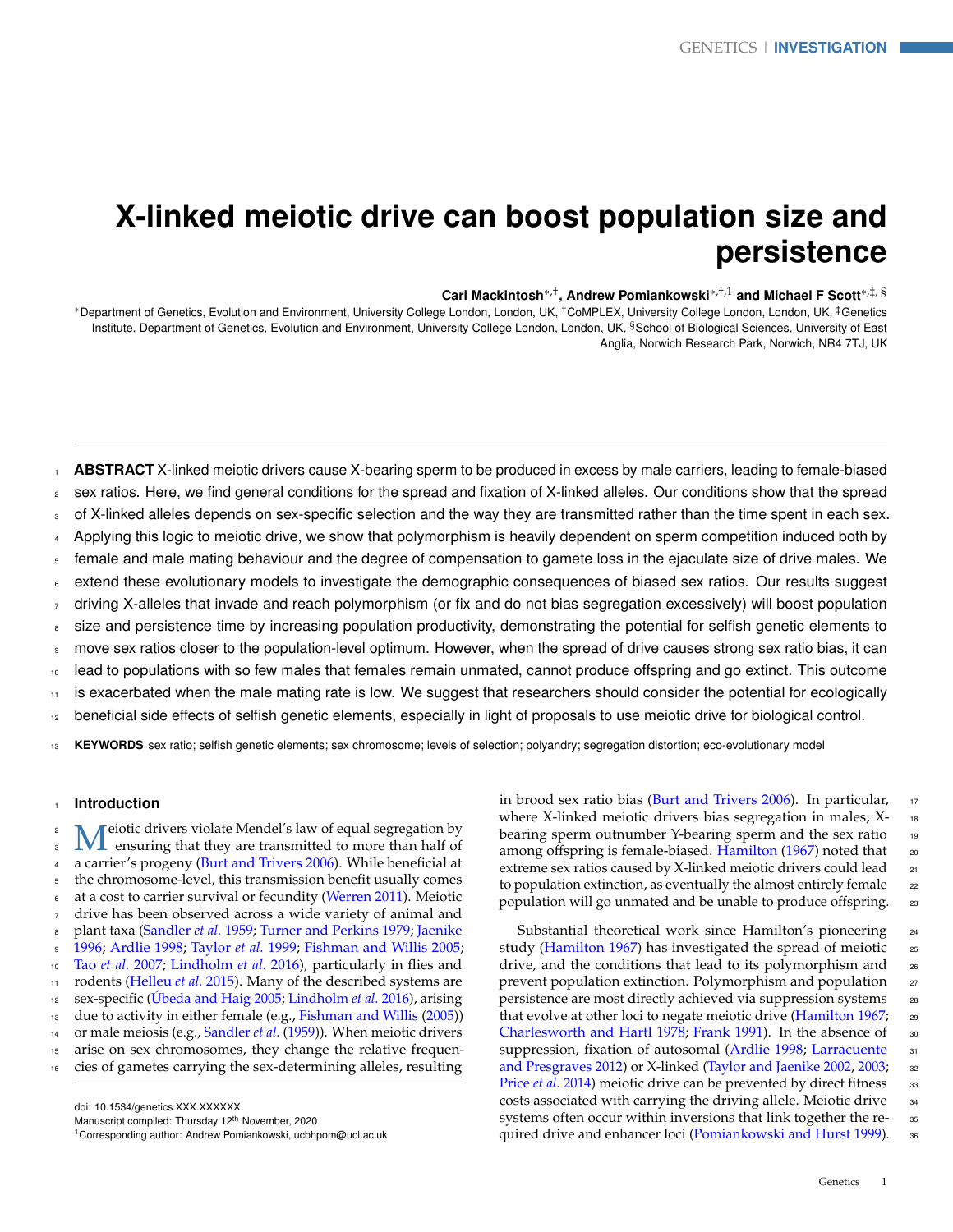# X-linked meiotic drive can boost population size and persistence

**Carl Mackintosh[\*,†], Andrew Pomiankowski[\*,†,1] and Michael F Scott[\*,‡,§]**

[\*]Department of Genetics, Evolution and Environment, University College London, London, UK, [†]CoMPLEX, University College London, London, UK, [‡]Genetics Institute, Department of Genetics, Evolution and Environment, University College London, London, UK, [§]School of Biological Sciences, University of East Anglia, Norwich Research Park, Norwich, NR4 7TJ, UK

**ABSTRACT** X-linked meiotic drivers cause X-bearing sperm to be produced in excess by male carriers, leading to female-biased sex ratios. Here, we find general conditions for the spread and fixation of X-linked alleles. Our conditions show that the spread of X-linked alleles depends on sex-specific selection and the way they are transmitted rather than the time spent in each sex. Applying this logic to meiotic drive, we show that polymorphism is heavily dependent on sperm competition induced both by female and male mating behaviour and the degree of compensation to gamete loss in the ejaculate size of drive males. We extend these evolutionary models to investigate the demographic consequences of biased sex ratios. Our results suggest driving X-alleles that invade and reach polymorphism (or fix and do not bias segregation excessively) will boost population size and persistence time by increasing population productivity, demonstrating the potential for selfish genetic elements to move sex ratios closer to the population-level optimum. However, when the spread of drive causes strong sex ratio bias, it can lead to populations with so few males that females remain unmated, cannot produce offspring and go extinct. This outcome is exacerbated when the male mating rate is low. We suggest that researchers should consider the potential for ecologically beneficial side effects of selfish genetic elements, especially in light of proposals to use meiotic drive for biological control.

**KEYWORDS** sex ratio; selfish genetic elements; sex chromosome; levels of selection; polyandry; segregation distortion; eco-evolutionary model

## Introduction

Meiotic drivers violate Mendel's law of equal segregation by ensuring that they are transmitted to more than half of a carrier's progeny (Burt and Trivers 2006). While beneficial at the chromosome-level, this transmission benefit usually comes at a cost to carrier survival or fecundity (Werren 2011). Meiotic drive has been observed across a wide variety of animal and plant taxa (Sandler *et al.* 1959; Turner and Perkins 1979; Jaenike 1996; Ardlie 1998; Taylor *et al.* 1999; Fishman and Willis 2005; Tao *et al.* 2007; Lindholm *et al.* 2016), particularly in flies and rodents (Helleu *et al.* 2015). Many of the described systems are sex-specific (Úbeda and Haig 2005; Lindholm *et al.* 2016), arising due to activity in either female (e.g., Fishman and Willis (2005)) or male meiosis (e.g., Sandler *et al.* (1959)). When meiotic drivers arise on sex chromosomes, they change the relative frequencies of gametes carrying the sex-determining alleles, resulting in brood sex ratio bias (Burt and Trivers 2006). In particular, where X-linked meiotic drivers bias segregation in males, X-bearing sperm outnumber Y-bearing sperm and the sex ratio among offspring is female-biased. Hamilton (1967) noted that extreme sex ratios caused by X-linked meiotic drivers could lead to population extinction, as eventually the almost entirely female population will go unmated and be unable to produce offspring.

Substantial theoretical work since Hamilton's pioneering study (Hamilton 1967) has investigated the spread of meiotic drive, and the conditions that lead to its polymorphism and prevent population extinction. Polymorphism and population persistence are most directly achieved via suppression systems that evolve at other loci to negate meiotic drive (Hamilton 1967; Charlesworth and Hartl 1978; Frank 1991). In the absence of suppression, fixation of autosomal (Ardlie 1998; Larracuente and Presgraves 2012) or X-linked (Taylor and Jaenike 2002, 2003; Price *et al.* 2014) meiotic drive can be prevented by direct fitness costs associated with carrying the driving allele. Meiotic drive systems often occur within inversions that link together the required drive and enhancer loci (Pomiankowski and Hurst 1999).

doi: 10.1534/genetics.XXX.XXXXXX
Manuscript compiled: Thursday 12th November, 2020
[1]Corresponding author: Andrew Pomiankowski, ucbhpom@ucl.ac.uk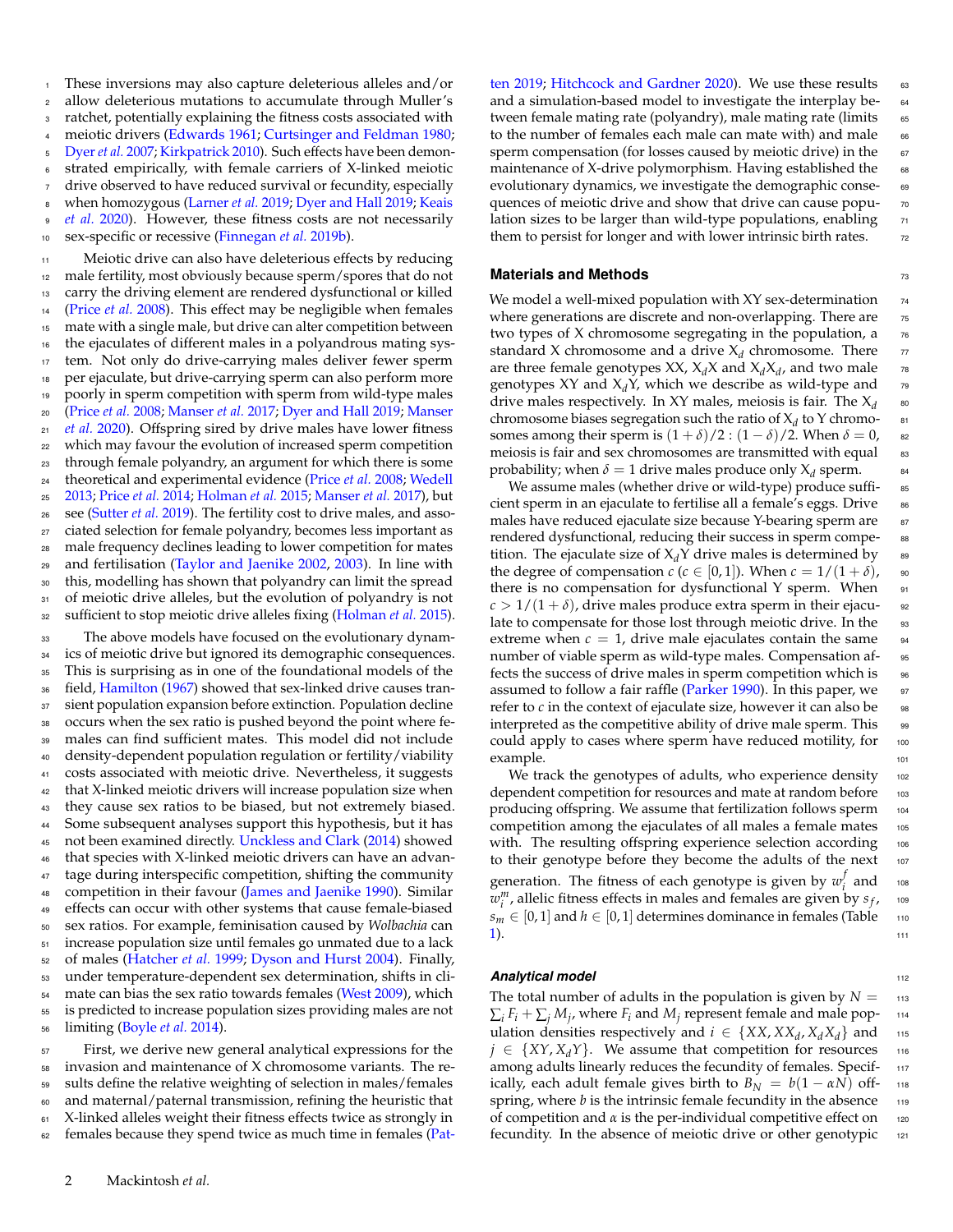These inversions may also capture deleterious alleles and/or allow deleterious mutations to accumulate through Muller's ratchet, potentially explaining the fitness costs associated with meiotic drivers (Edwards 1961; Curtsinger and Feldman 1980; Dyer *et al.* 2007; Kirkpatrick 2010). Such effects have been demonstrated empirically, with female carriers of X-linked meiotic drive observed to have reduced survival or fecundity, especially when homozygous (Larner *et al.* 2019; Dyer and Hall 2019; Keais *et al.* 2020). However, these fitness costs are not necessarily sex-specific or recessive (Finnegan *et al.* 2019b).

Meiotic drive can also have deleterious effects by reducing male fertility, most obviously because sperm/spores that do not carry the driving element are rendered dysfunctional or killed (Price *et al.* 2008). This effect may be negligible when females mate with a single male, but drive can alter competition between the ejaculates of different males in a polyandrous mating system. Not only do drive-carrying males deliver fewer sperm per ejaculate, but drive-carrying sperm can also perform more poorly in sperm competition with sperm from wild-type males (Price *et al.* 2008; Manser *et al.* 2017; Dyer and Hall 2019; Manser *et al.* 2020). Offspring sired by drive males have lower fitness which may favour the evolution of increased sperm competition through female polyandry, an argument for which there is some theoretical and experimental evidence (Price *et al.* 2008; Wedell 2013; Price *et al.* 2014; Holman *et al.* 2015; Manser *et al.* 2017), but see (Sutter *et al.* 2019). The fertility cost to drive males, and associated selection for female polyandry, becomes less important as male frequency declines leading to lower competition for mates and fertilisation (Taylor and Jaenike 2002, 2003). In line with this, modelling has shown that polyandry can limit the spread of meiotic drive alleles, but the evolution of polyandry is not sufficient to stop meiotic drive alleles fixing (Holman *et al.* 2015).

The above models have focused on the evolutionary dynamics of meiotic drive but ignored its demographic consequences. This is surprising as in one of the foundational models of the field, Hamilton (1967) showed that sex-linked drive causes transient population expansion before extinction. Population decline occurs when the sex ratio is pushed beyond the point where females can find sufficient mates. This model did not include density-dependent population regulation or fertility/viability costs associated with meiotic drive. Nevertheless, it suggests that X-linked meiotic drivers will increase population size when they cause sex ratios to be biased, but not extremely biased. Some subsequent analyses support this hypothesis, but it has not been examined directly. Unckless and Clark (2014) showed that species with X-linked meiotic drivers can have an advantage during interspecific competition, shifting the community competition in their favour (James and Jaenike 1990). Similar effects can occur with other systems that cause female-biased sex ratios. For example, feminisation caused by *Wolbachia* can increase population size until females go unmated due to a lack of males (Hatcher *et al.* 1999; Dyson and Hurst 2004). Finally, under temperature-dependent sex determination, shifts in climate can bias the sex ratio towards females (West 2009), which is predicted to increase population sizes providing males are not limiting (Boyle *et al.* 2014).

First, we derive new general analytical expressions for the invasion and maintenance of X chromosome variants. The results define the relative weighting of selection in males/females and maternal/paternal transmission, refining the heuristic that X-linked alleles weight their fitness effects twice as strongly in females because they spend twice as much time in females (Patten 2019; Hitchcock and Gardner 2020). We use these results and a simulation-based model to investigate the interplay between female mating rate (polyandry), male mating rate (limits to the number of females each male can mate with) and male sperm compensation (for losses caused by meiotic drive) in the maintenance of X-drive polymorphism. Having established the evolutionary dynamics, we investigate the demographic consequences of meiotic drive and show that drive can cause population sizes to be larger than wild-type populations, enabling them to persist for longer and with lower intrinsic birth rates.

## Materials and Methods

We model a well-mixed population with XY sex-determination where generations are discrete and non-overlapping. There are two types of X chromosome segregating in the population, a standard X chromosome and a drive $X_d$ chromosome. There are three female genotypes XX, $X_dX$ and $X_dX_d$, and two male genotypes XY and $X_dY$, which we describe as wild-type and drive males respectively. In XY males, meiosis is fair. The $X_d$ chromosome biases segregation such the ratio of $X_d$ to Y chromosomes among their sperm is $(1+\delta)/2 : (1-\delta)/2$. When $\delta = 0$, meiosis is fair and sex chromosomes are transmitted with equal probability; when $\delta = 1$ drive males produce only $X_d$ sperm.

We assume males (whether drive or wild-type) produce sufficient sperm in an ejaculate to fertilise all a female's eggs. Drive males have reduced ejaculate size because Y-bearing sperm are rendered dysfunctional, reducing their success in sperm competition. The ejaculate size of $X_dY$ drive males is determined by the degree of compensation $c$ ($c \in [0, 1]$). When $c = 1/(1+\delta)$, there is no compensation for dysfunctional Y sperm. When $c > 1/(1+\delta)$, drive males produce extra sperm in their ejaculate to compensate for those lost through meiotic drive. In the extreme when $c = 1$, drive male ejaculates contain the same number of viable sperm as wild-type males. Compensation affects the success of drive males in sperm competition which is assumed to follow a fair raffle (Parker 1990). In this paper, we refer to $c$ in the context of ejaculate size, however it can also be interpreted as the competitive ability of drive male sperm. This could apply to cases where sperm have reduced motility, for example.

We track the genotypes of adults, who experience density dependent competition for resources and mate at random before producing offspring. We assume that fertilization follows sperm competition among the ejaculates of all males a female mates with. The resulting offspring experience selection according to their genotype before they become the adults of the next generation. The fitness of each genotype is given by $w_i^f$ and $w_i^m$, allelic fitness effects in males and females are given by $s_f$, $s_m \in [0, 1]$ and $h \in [0, 1]$ determines dominance in females (Table 1).

### *Analytical model*

The total number of adults in the population is given by $N = \sum_i F_i + \sum_j M_j$, where $F_i$ and $M_j$ represent female and male population densities respectively and $i \in \{XX, XX_d, X_dX_d\}$ and $j \in \{XY, X_dY\}$. We assume that competition for resources among adults linearly reduces the fecundity of females. Specifically, each adult female gives birth to $B_N = b(1 - \alpha N)$ offspring, where $b$ is the intrinsic female fecundity in the absence of competition and $\alpha$ is the per-individual competitive effect on fecundity. In the absence of meiotic drive or other genotypic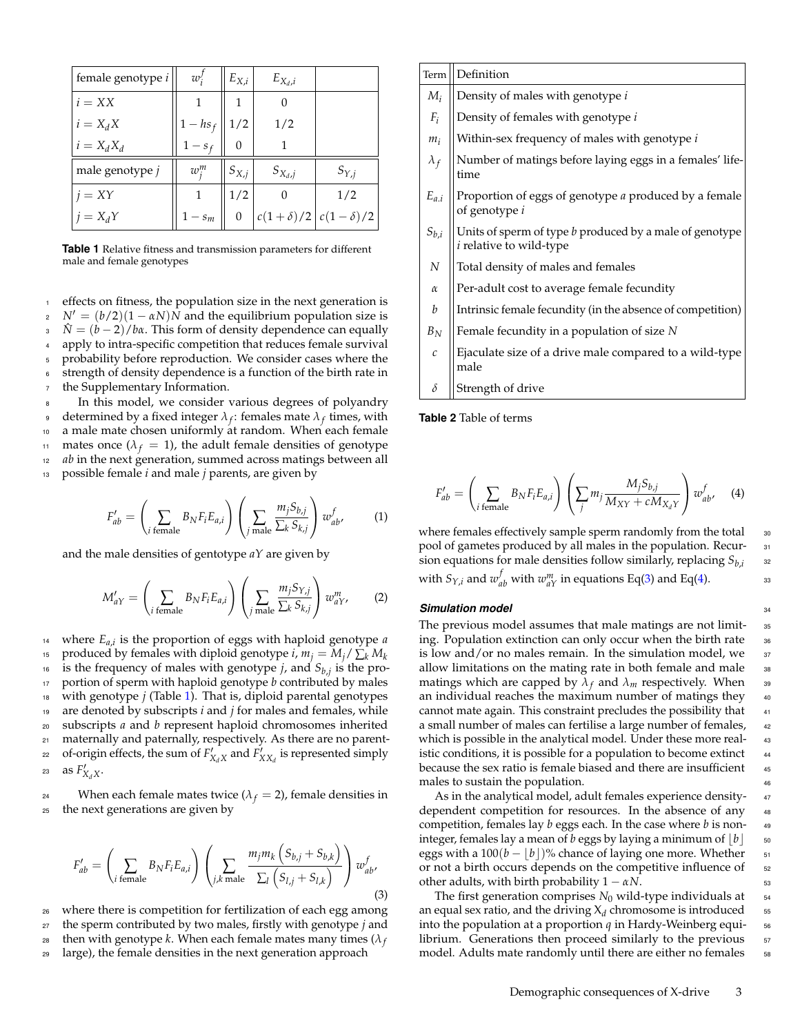| female genotype $i$ | $w_i^f$ | $E_{X,i}$ | $E_{X_d,i}$ | |
|---|---|---|---|---|
| $i = XX$ | 1 | 1 | 0 | |
| $i = X_dX$ | $1 - hs_f$ | $1/2$ | $1/2$ | |
| $i = X_dX_d$ | $1 - s_f$ | 0 | 1 | |
| **male genotype $j$** | $w_j^m$ | $S_{X,j}$ | $S_{X_d,j}$ | $S_{Y,j}$ |
| $j = XY$ | 1 | $1/2$ | 0 | $1/2$ |
| $j = X_dY$ | $1 - s_m$ | 0 | $c(1+\delta)/2$ | $c(1-\delta)/2$ |

**Table 1** Relative fitness and transmission parameters for different male and female genotypes

effects on fitness, the population size in the next generation is $N' = (b/2)(1 - \alpha N)N$ and the equilibrium population size is $\hat{N} = (b-2)/b\alpha$. This form of density dependence can equally apply to intra-specific competition that reduces female survival probability before reproduction. We consider cases where the strength of density dependence is a function of the birth rate in the Supplementary Information.

In this model, we consider various degrees of polyandry determined by a fixed integer $\lambda_f$: females mate $\lambda_f$ times, with a male mate chosen uniformly at random. When each female mates once ($\lambda_f = 1$), the adult female densities of genotype $ab$ in the next generation, summed across matings between all possible female $i$ and male $j$ parents, are given by

$$F'_{ab} = \left( \sum_{i \text{ female}} B_N F_i E_{a,i} \right) \left( \sum_{j \text{ male}} \frac{m_j S_{b,j}}{\sum_k S_{k,j}} \right) w^f_{ab}, \quad (1)$$

and the male densities of gentotype $aY$ are given by

$$M'_{aY} = \left( \sum_{i \text{ female}} B_N F_i E_{a,i} \right) \left( \sum_{j \text{ male}} \frac{m_j S_{Y,j}}{\sum_k S_{k,j}} \right) w^m_{aY}, \quad (2)$$

where $E_{a,i}$ is the proportion of eggs with haploid genotype $a$ produced by females with diploid genotype $i$, $m_j = M_j / \sum_k M_k$ is the frequency of males with genotype $j$, and $S_{b,j}$ is the proportion of sperm with haploid genotype $b$ contributed by males with genotype $j$ (Table 1). That is, diploid parental genotypes are denoted by subscripts $i$ and $j$ for males and females, while subscripts $a$ and $b$ represent haploid chromosomes inherited maternally and paternally, respectively. As there are no parent-of-origin effects, the sum of $F'_{X_dX}$ and $F'_{XX_d}$ is represented simply as $F'_{X_dX}$.

When each female mates twice ($\lambda_f = 2$), female densities in the next generations are given by

$$F'_{ab} = \left( \sum_{i \text{ female}} B_N F_i E_{a,i} \right) \left( \sum_{j,k \text{ male}} \frac{m_j m_k \left( S_{b,j} + S_{b,k} \right)}{\sum_l \left( S_{l,j} + S_{l,k} \right)} \right) w^f_{ab}, \quad (3)$$

where there is competition for fertilization of each egg among the sperm contributed by two males, firstly with genotype $j$ and then with genotype $k$. When each female mates many times ($\lambda_f$ large), the female densities in the next generation approach

| Term | Definition |
|---|---|
| $M_i$ | Density of males with genotype $i$ |
| $F_i$ | Density of females with genotype $i$ |
| $m_i$ | Within-sex frequency of males with genotype $i$ |
| $\lambda_f$ | Number of matings before laying eggs in a females' lifetime |
| $E_{a.i}$ | Proportion of eggs of genotype $a$ produced by a female of genotype $i$ |
| $S_{b,i}$ | Units of sperm of type $b$ produced by a male of genotype $i$ relative to wild-type |
| $N$ | Total density of males and females |
| $\alpha$ | Per-adult cost to average female fecundity |
| $b$ | Intrinsic female fecundity (in the absence of competition) |
| $B_N$ | Female fecundity in a population of size $N$ |
| $c$ | Ejaculate size of a drive male compared to a wild-type male |
| $\delta$ | Strength of drive |

**Table 2** Table of terms

$$F'_{ab} = \left( \sum_{i \text{ female}} B_N F_i E_{a,i} \right) \left( \sum_j m_j \frac{M_j S_{b,j}}{M_{XY} + c M_{X_dY}} \right) w^f_{ab}, \quad (4)$$

where females effectively sample sperm randomly from the total pool of gametes produced by all males in the population. Recursion equations for male densities follow similarly, replacing $S_{b,i}$ with $S_{Y,i}$ and $w^f_{ab}$ with $w^m_{aY}$ in equations Eq(3) and Eq(4).

### Simulation model

The previous model assumes that male matings are not limiting. Population extinction can only occur when the birth rate is low and/or no males remain. In the simulation model, we allow limitations on the mating rate in both female and male matings which are capped by $\lambda_f$ and $\lambda_m$ respectively. When an individual reaches the maximum number of matings they cannot mate again. This constraint precludes the possibility that a small number of males can fertilise a large number of females, which is possible in the analytical model. Under these more realistic conditions, it is possible for a population to become extinct because the sex ratio is female biased and there are insufficient males to sustain the population.

As in the analytical model, adult females experience density-dependent competition for resources. In the absence of any competition, females lay $b$ eggs each. In the case where $b$ is non-integer, females lay a mean of $b$ eggs by laying a minimum of $\lfloor b \rfloor$ eggs with a $100(b - \lfloor b \rfloor)$% chance of laying one more. Whether or not a birth occurs depends on the competitive influence of other adults, with birth probability $1 - \alpha N$.

The first generation comprises $N_0$ wild-type individuals at an equal sex ratio, and the driving $X_d$ chromosome is introduced into the population at a proportion $q$ in Hardy-Weinberg equilibrium. Generations then proceed similarly to the previous model. Adults mate randomly until there are either no females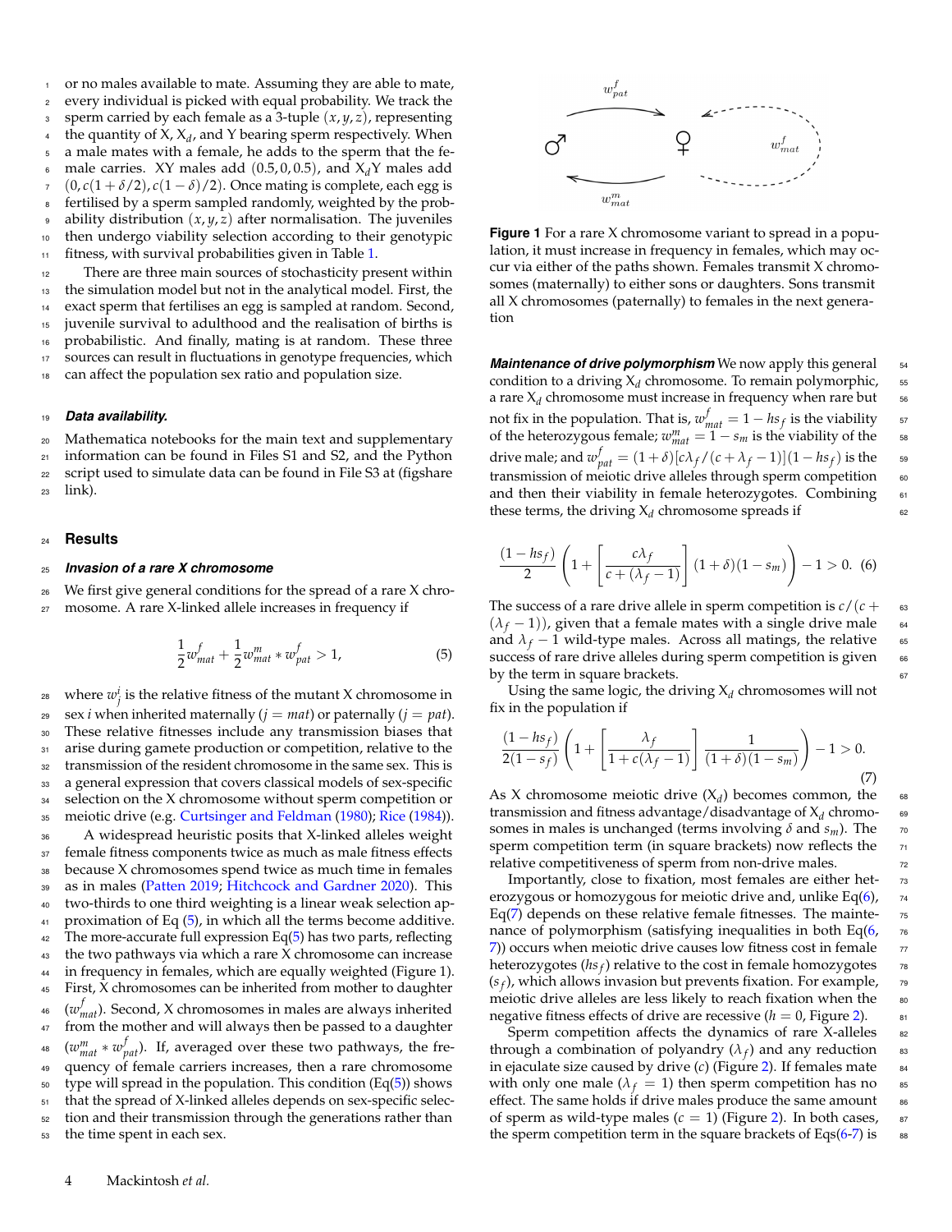or no males available to mate. Assuming they are able to mate, every individual is picked with equal probability. We track the sperm carried by each female as a 3-tuple $(x, y, z)$, representing the quantity of X, $X_d$, and Y bearing sperm respectively. When a male mates with a female, he adds to the sperm that the female carries. XY males add $(0.5, 0, 0.5)$, and $X_d$Y males add $(0, c(1+\delta/2), c(1-\delta)/2)$. Once mating is complete, each egg is fertilised by a sperm sampled randomly, weighted by the probability distribution $(x, y, z)$ after normalisation. The juveniles then undergo viability selection according to their genotypic fitness, with survival probabilities given in Table 1.

There are three main sources of stochasticity present within the simulation model but not in the analytical model. First, the exact sperm that fertilises an egg is sampled at random. Second, juvenile survival to adulthood and the realisation of births is probabilistic. And finally, mating is at random. These three sources can result in fluctuations in genotype frequencies, which can affect the population sex ratio and population size.

#### *Data availability.*

Mathematica notebooks for the main text and supplementary information can be found in Files S1 and S2, and the Python script used to simulate data can be found in File S3 at (figshare link).

## Results

### *Invasion of a rare X chromosome*

We first give general conditions for the spread of a rare X chromosome. A rare X-linked allele increases in frequency if

$$\frac{1}{2}w^f_{mat} + \frac{1}{2}w^m_{mat} * w^f_{pat} > 1, \tag{5}$$

where $w^i_j$ is the relative fitness of the mutant X chromosome in sex $i$ when inherited maternally ($j = mat$) or paternally ($j = pat$). These relative fitnesses include any transmission biases that arise during gamete production or competition, relative to the transmission of the resident chromosome in the same sex. This is a general expression that covers classical models of sex-specific selection on the X chromosome without sperm competition or meiotic drive (e.g. Curtsinger and Feldman (1980); Rice (1984)).

A widespread heuristic posits that X-linked alleles weight female fitness components twice as much as male fitness effects because X chromosomes spend twice as much time in females as in males (Patten 2019; Hitchcock and Gardner 2020). This two-thirds to one third weighting is a linear weak selection approximation of Eq (5), in which all the terms become additive. The more-accurate full expression Eq(5) has two parts, reflecting the two pathways via which a rare X chromosome can increase in frequency in females, which are equally weighted (Figure 1). First, X chromosomes can be inherited from mother to daughter ($w^f_{mat}$). Second, X chromosomes in males are always inherited from the mother and will always then be passed to a daughter ($w^m_{mat} * w^f_{pat}$). If, averaged over these two pathways, the frequency of female carriers increases, then a rare chromosome type will spread in the population. This condition (Eq(5)) shows that the spread of X-linked alleles depends on sex-specific selection and their transmission through the generations rather than the time spent in each sex.

**Figure 1** For a rare X chromosome variant to spread in a population, it must increase in frequency in females, which may occur via either of the paths shown. Females transmit X chromosomes (maternally) to either sons or daughters. Sons transmit all X chromosomes (paternally) to females in the next generation

***Maintenance of drive polymorphism*** We now apply this general condition to a driving $X_d$ chromosome. To remain polymorphic, a rare $X_d$ chromosome must increase in frequency when rare but not fix in the population. That is, $w^f_{mat} = 1 - hs_f$ is the viability of the heterozygous female; $w^m_{mat} = 1 - s_m$ is the viability of the drive male; and $w^f_{pat} = (1+\delta)[c\lambda_f/(c+\lambda_f - 1)](1 - hs_f)$ is the transmission of meiotic drive alleles through sperm competition and then their viability in female heterozygotes. Combining these terms, the driving $X_d$ chromosome spreads if

$$\frac{(1-hs_f)}{2}\left(1 + \left[\frac{c\lambda_f}{c+(\lambda_f-1)}\right](1+\delta)(1-s_m)\right) - 1 > 0. \tag{6}$$

The success of a rare drive allele in sperm competition is $c/(c + (\lambda_f - 1))$, given that a female mates with a single drive male and $\lambda_f - 1$ wild-type males. Across all matings, the relative success of rare drive alleles during sperm competition is given by the term in square brackets.

Using the same logic, the driving $X_d$ chromosomes will not fix in the population if

$$\frac{(1-hs_f)}{2(1-s_f)}\left(1 + \left[\frac{\lambda_f}{1+c(\lambda_f-1)}\right]\frac{1}{(1+\delta)(1-s_m)}\right) - 1 > 0. \tag{7}$$

As X chromosome meiotic drive ($X_d$) becomes common, the transmission and fitness advantage/disadvantage of $X_d$ chromosomes in males is unchanged (terms involving $\delta$ and $s_m$). The sperm competition term (in square brackets) now reflects the relative competitiveness of sperm from non-drive males.

Importantly, close to fixation, most females are either heterozygous or homozygous for meiotic drive and, unlike Eq(6), Eq(7) depends on these relative female fitnesses. The maintenance of polymorphism (satisfying inequalities in both Eq(6, 7)) occurs when meiotic drive causes low fitness cost in female heterozygotes ($hs_f$) relative to the cost in female homozygotes ($s_f$), which allows invasion but prevents fixation. For example, meiotic drive alleles are less likely to reach fixation when the negative fitness effects of drive are recessive ($h = 0$, Figure 2).

Sperm competition affects the dynamics of rare X-alleles through a combination of polyandry ($\lambda_f$) and any reduction in ejaculate size caused by drive ($c$) (Figure 2). If females mate with only one male ($\lambda_f = 1$) then sperm competition has no effect. The same holds if drive males produce the same amount of sperm as wild-type males ($c = 1$) (Figure 2). In both cases, the sperm competition term in the square brackets of Eqs(6-7) is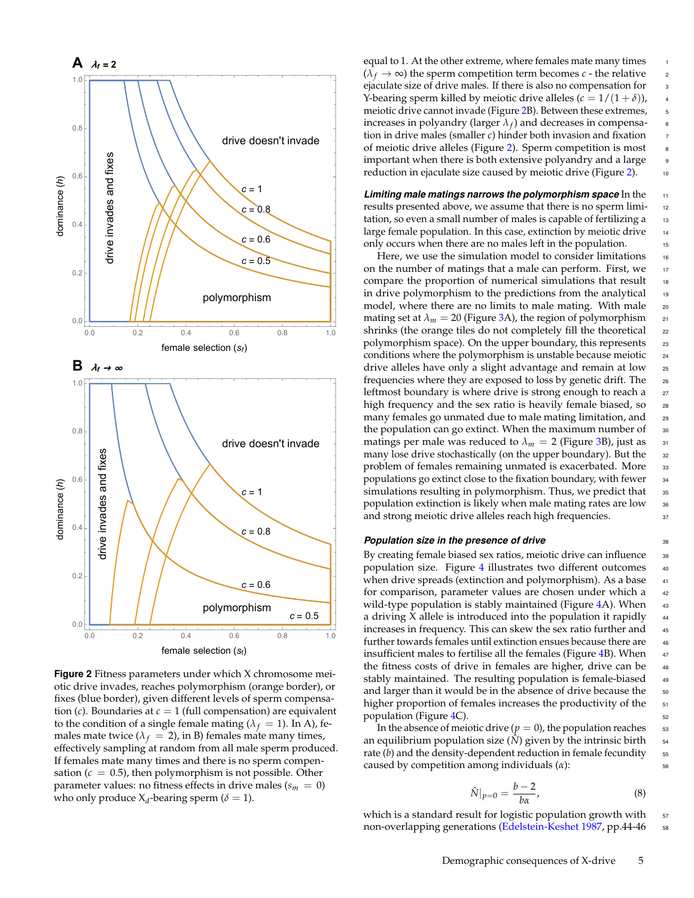**Figure 2** Fitness parameters under which X chromosome meiotic drive invades, reaches polymorphism (orange border), or fixes (blue border), given different levels of sperm compensation ($c$). Boundaries at $c = 1$ (full compensation) are equivalent to the condition of a single female mating ($\lambda_f = 1$). In A), females mate twice ($\lambda_f = 2$), in B) females mate many times, effectively sampling at random from all male sperm produced. If females mate many times and there is no sperm compensation ($c = 0.5$), then polymorphism is not possible. Other parameter values: no fitness effects in drive males ($s_m = 0$) who only produce $X_d$-bearing sperm ($\delta = 1$).

equal to 1. At the other extreme, where females mate many times ($\lambda_f \to \infty$) the sperm competition term becomes $c$ - the relative ejaculate size of drive males. If there is also no compensation for Y-bearing sperm killed by meiotic drive alleles ($c = 1/(1+\delta)$), meiotic drive cannot invade (Figure 2B). Between these extremes, increases in polyandry (larger $\lambda_f$) and decreases in compensation in drive males (smaller $c$) hinder both invasion and fixation of meiotic drive alleles (Figure 2). Sperm competition is most important when there is both extensive polyandry and a large reduction in ejaculate size caused by meiotic drive (Figure 2).

***Limiting male matings narrows the polymorphism space*** In the results presented above, we assume that there is no sperm limitation, so even a small number of males is capable of fertilizing a large female population. In this case, extinction by meiotic drive only occurs when there are no males left in the population.

Here, we use the simulation model to consider limitations on the number of matings that a male can perform. First, we compare the proportion of numerical simulations that result in drive polymorphism to the predictions from the analytical model, where there are no limits to male mating. With male mating set at $\lambda_m = 20$ (Figure 3A), the region of polymorphism shrinks (the orange tiles do not completely fill the theoretical polymorphism space). On the upper boundary, this represents conditions where the polymorphism is unstable because meiotic drive alleles have only a slight advantage and remain at low frequencies where they are exposed to loss by genetic drift. The leftmost boundary is where drive is strong enough to reach a high frequency and the sex ratio is heavily female biased, so many females go unmated due to male mating limitation, and the population can go extinct. When the maximum number of matings per male was reduced to $\lambda_m = 2$ (Figure 3B), just as many lose drive stochastically (on the upper boundary). But the problem of females remaining unmated is exacerbated. More populations go extinct close to the fixation boundary, with fewer simulations resulting in polymorphism. Thus, we predict that population extinction is likely when male mating rates are low and strong meiotic drive alleles reach high frequencies.

***Population size in the presence of drive***

By creating female biased sex ratios, meiotic drive can influence population size. Figure 4 illustrates two different outcomes when drive spreads (extinction and polymorphism). As a base for comparison, parameter values are chosen under which a wild-type population is stably maintained (Figure 4A). When a driving X allele is introduced into the population it rapidly increases in frequency. This can skew the sex ratio further and further towards females until extinction ensues because there are insufficient males to fertilise all the females (Figure 4B). When the fitness costs of drive in females are higher, drive can be stably maintained. The resulting population is female-biased and larger than it would be in the absence of drive because the higher proportion of females increases the productivity of the population (Figure 4C).

In the absence of meiotic drive ($p = 0$), the population reaches an equilibrium population size ($\hat{N}$) given by the intrinsic birth rate ($b$) and the density-dependent reduction in female fecundity caused by competition among individuals ($\alpha$):

$$\hat{N}|_{p=0} = \frac{b-2}{b\alpha}, \tag{8}$$

which is a standard result for logistic population growth with non-overlapping generations (Edelstein-Keshet 1987, pp.44-46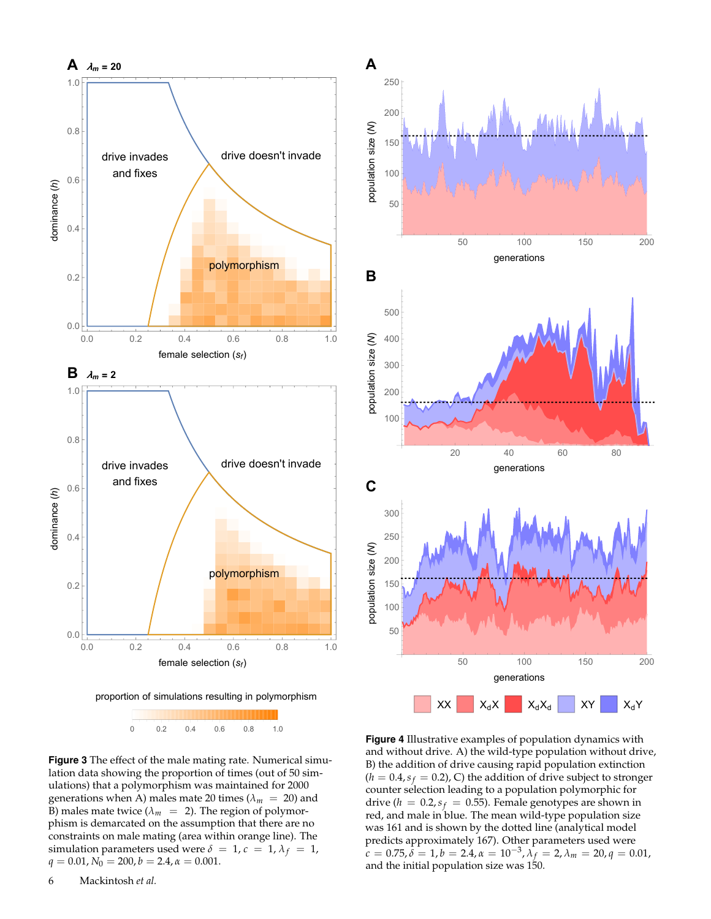**Figure 3** The effect of the male mating rate. Numerical simulation data showing the proportion of times (out of 50 simulations) that a polymorphism was maintained for 2000 generations when A) males mate 20 times ($\lambda_m = 20$) and B) males mate twice ($\lambda_m = 2$). The region of polymorphism is demarcated on the assumption that there are no constraints on male mating (area within orange line). The simulation parameters used were $\delta = 1, c = 1, \lambda_f = 1, q = 0.01, N_0 = 200, b = 2.4, \alpha = 0.001$.

**Figure 4** Illustrative examples of population dynamics with and without drive. A) the wild-type population without drive, B) the addition of drive causing rapid population extinction ($h = 0.4, s_f = 0.2$), C) the addition of drive subject to stronger counter selection leading to a population polymorphic for drive ($h = 0.2, s_f = 0.55$). Female genotypes are shown in red, and male in blue. The mean wild-type population size was 161 and is shown by the dotted line (analytical model predicts approximately 167). Other parameters used were $c = 0.75, \delta = 1, b = 2.4, \alpha = 10^{-3}, \lambda_f = 2, \lambda_m = 20, q = 0.01$, and the initial population size was 150.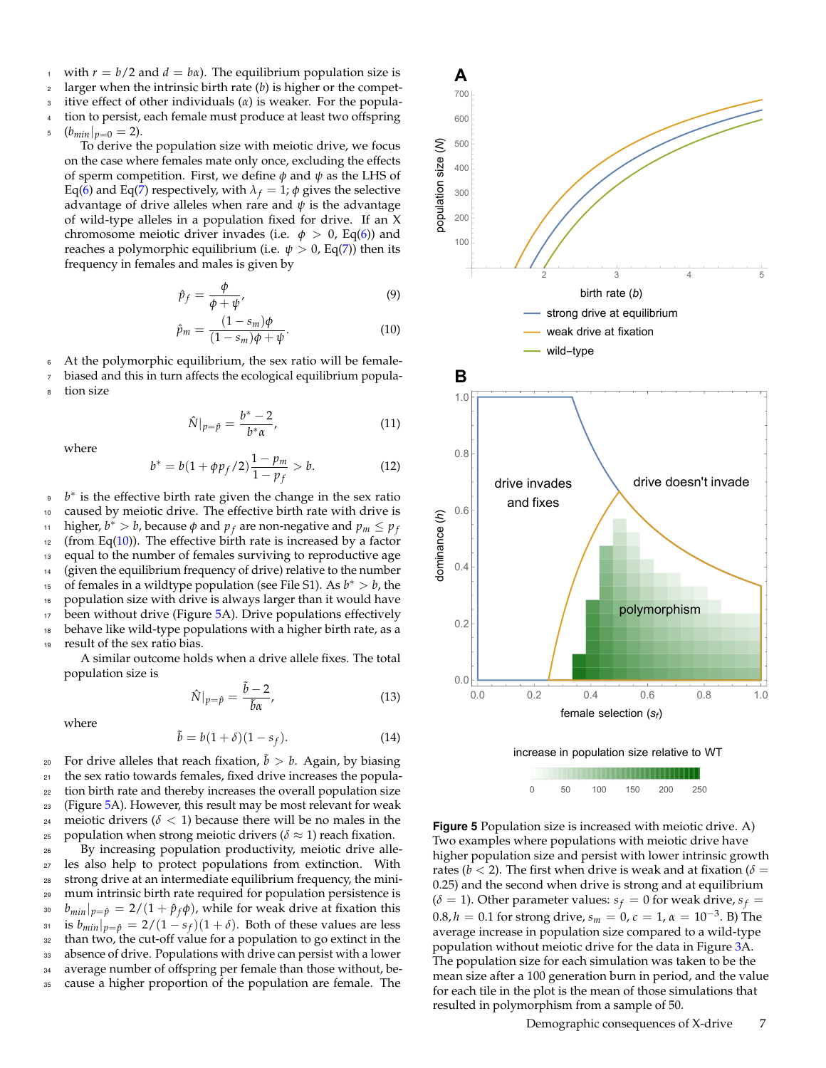with $r = b/2$ and $d = b\alpha$). The equilibrium population size is larger when the intrinsic birth rate ($b$) is higher or the competitive effect of other individuals ($\alpha$) is weaker. For the population to persist, each female must produce at least two offspring ($b_{min}|_{p=0} = 2$).

To derive the population size with meiotic drive, we focus on the case where females mate only once, excluding the effects of sperm competition. First, we define $\phi$ and $\psi$ as the LHS of Eq(6) and Eq(7) respectively, with $\lambda_f = 1$; $\phi$ gives the selective advantage of drive alleles when rare and $\psi$ is the advantage of wild-type alleles in a population fixed for drive. If an X chromosome meiotic driver invades (i.e. $\phi > 0$, Eq(6)) and reaches a polymorphic equilibrium (i.e. $\psi > 0$, Eq(7)) then its frequency in females and males is given by

$$\hat{p}_f = \frac{\phi}{\phi + \psi}, \tag{9}$$

$$\hat{p}_m = \frac{(1 - s_m)\phi}{(1 - s_m)\phi + \psi}. \tag{10}$$

At the polymorphic equilibrium, the sex ratio will be female-biased and this in turn affects the ecological equilibrium population size

$$\hat{N}|_{p=\hat{p}} = \frac{b^* - 2}{b^* \alpha}, \tag{11}$$

where

$$b^* = b(1 + \phi p_f / 2)\frac{1 - p_m}{1 - p_f} > b. \tag{12}$$

$b^*$ is the effective birth rate given the change in the sex ratio caused by meiotic drive. The effective birth rate with drive is higher, $b^* > b$, because $\phi$ and $p_f$ are non-negative and $p_m \leq p_f$ (from Eq(10)). The effective birth rate is increased by a factor equal to the number of females surviving to reproductive age (given the equilibrium frequency of drive) relative to the number of females in a wildtype population (see File S1). As $b^* > b$, the population size with drive is always larger than it would have been without drive (Figure 5A). Drive populations effectively behave like wild-type populations with a higher birth rate, as a result of the sex ratio bias.

A similar outcome holds when a drive allele fixes. The total population size is

$$\hat{N}|_{p=\hat{p}} = \frac{\tilde{b} - 2}{\tilde{b}\alpha}, \tag{13}$$

where

$$\tilde{b} = b(1 + \delta)(1 - s_f). \tag{14}$$

For drive alleles that reach fixation, $\tilde{b} > b$. Again, by biasing the sex ratio towards females, fixed drive increases the population birth rate and thereby increases the overall population size (Figure 5A). However, this result may be most relevant for weak meiotic drivers ($\delta < 1$) because there will be no males in the population when strong meiotic drivers ($\delta \approx 1$) reach fixation.

By increasing population productivity, meiotic drive alleles also help to protect populations from extinction. With strong drive at an intermediate equilibrium frequency, the minimum intrinsic birth rate required for population persistence is $b_{min}|_{p=\hat{p}} = 2/(1 + \hat{p}_f \phi)$, while for weak drive at fixation this is $b_{min}|_{p=\hat{p}} = 2/(1 - s_f)(1 + \delta)$. Both of these values are less than two, the cut-off value for a population to go extinct in the absence of drive. Populations with drive can persist with a lower average number of offspring per female than those without, because a higher proportion of the population are female. The

**Figure 5** Population size is increased with meiotic drive. A) Two examples where populations with meiotic drive have higher population size and persist with lower intrinsic growth rates ($b < 2$). The first when drive is weak and at fixation ($\delta = 0.25$) and the second when drive is strong and at equilibrium ($\delta = 1$). Other parameter values: $s_f = 0$ for weak drive, $s_f = 0.8, h = 0.1$ for strong drive, $s_m = 0$, $c = 1$, $\alpha = 10^{-3}$. B) The average increase in population size compared to a wild-type population without meiotic drive for the data in Figure 3A. The population size for each simulation was taken to be the mean size after a 100 generation burn in period, and the value for each tile in the plot is the mean of those simulations that resulted in polymorphism from a sample of 50.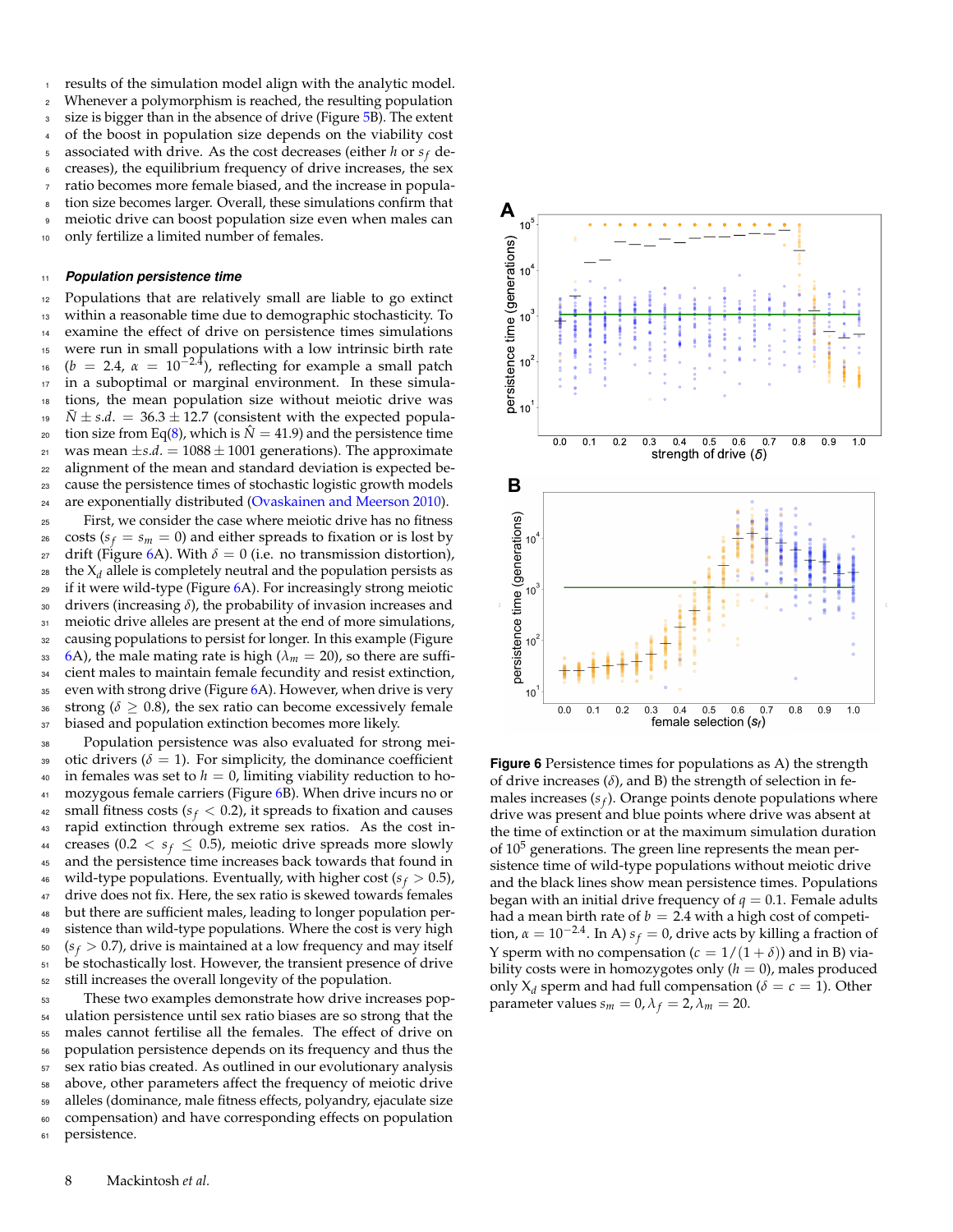results of the simulation model align with the analytic model. Whenever a polymorphism is reached, the resulting population size is bigger than in the absence of drive (Figure 5B). The extent of the boost in population size depends on the viability cost associated with drive. As the cost decreases (either $h$ or $s_f$ decreases), the equilibrium frequency of drive increases, the sex ratio becomes more female biased, and the increase in population size becomes larger. Overall, these simulations confirm that meiotic drive can boost population size even when males can only fertilize a limited number of females.

### *Population persistence time*

Populations that are relatively small are liable to go extinct within a reasonable time due to demographic stochasticity. To examine the effect of drive on persistence times simulations were run in small populations with a low intrinsic birth rate ($b = 2.4$, $\alpha = 10^{-2.4}$), reflecting for example a small patch in a suboptimal or marginal environment. In these simulations, the mean population size without meiotic drive was $\bar{N} \pm s.d. = 36.3 \pm 12.7$ (consistent with the expected population size from Eq(8), which is $\hat{N} = 41.9$) and the persistence time was mean $\pm s.d. = 1088 \pm 1001$ generations). The approximate alignment of the mean and standard deviation is expected because the persistence times of stochastic logistic growth models are exponentially distributed (Ovaskainen and Meerson 2010).

First, we consider the case where meiotic drive has no fitness costs ($s_f = s_m = 0$) and either spreads to fixation or is lost by drift (Figure 6A). With $\delta = 0$ (i.e. no transmission distortion), the $X_d$ allele is completely neutral and the population persists as if it were wild-type (Figure 6A). For increasingly strong meiotic drivers (increasing $\delta$), the probability of invasion increases and meiotic drive alleles are present at the end of more simulations, causing populations to persist for longer. In this example (Figure 6A), the male mating rate is high ($\lambda_m = 20$), so there are sufficient males to maintain female fecundity and resist extinction, even with strong drive (Figure 6A). However, when drive is very strong ($\delta \geq 0.8$), the sex ratio can become excessively female biased and population extinction becomes more likely.

Population persistence was also evaluated for strong meiotic drivers ($\delta = 1$). For simplicity, the dominance coefficient in females was set to $h = 0$, limiting viability reduction to homozygous female carriers (Figure 6B). When drive incurs no or small fitness costs ($s_f < 0.2$), it spreads to fixation and causes rapid extinction through extreme sex ratios. As the cost increases ($0.2 < s_f \leq 0.5$), meiotic drive spreads more slowly and the persistence time increases back towards that found in wild-type populations. Eventually, with higher cost ($s_f > 0.5$), drive does not fix. Here, the sex ratio is skewed towards females but there are sufficient males, leading to longer population persistence than wild-type populations. Where the cost is very high ($s_f > 0.7$), drive is maintained at a low frequency and may itself be stochastically lost. However, the transient presence of drive still increases the overall longevity of the population.

These two examples demonstrate how drive increases population persistence until sex ratio biases are so strong that the males cannot fertilise all the females. The effect of drive on population persistence depends on its frequency and thus the sex ratio bias created. As outlined in our evolutionary analysis above, other parameters affect the frequency of meiotic drive alleles (dominance, male fitness effects, polyandry, ejaculate size compensation) and have corresponding effects on population persistence.

**Figure 6** Persistence times for populations as A) the strength of drive increases ($\delta$), and B) the strength of selection in females increases ($s_f$). Orange points denote populations where drive was present and blue points where drive was absent at the time of extinction or at the maximum simulation duration of $10^5$ generations. The green line represents the mean persistence time of wild-type populations without meiotic drive and the black lines show mean persistence times. Populations began with an initial drive frequency of $q = 0.1$. Female adults had a mean birth rate of $b = 2.4$ with a high cost of competition, $\alpha = 10^{-2.4}$. In A) $s_f = 0$, drive acts by killing a fraction of Y sperm with no compensation ($c = 1/(1+\delta)$) and in B) viability costs were in homozygotes only ($h = 0$), males produced only $X_d$ sperm and had full compensation ($\delta = c = 1$). Other parameter values $s_m = 0, \lambda_f = 2, \lambda_m = 20$.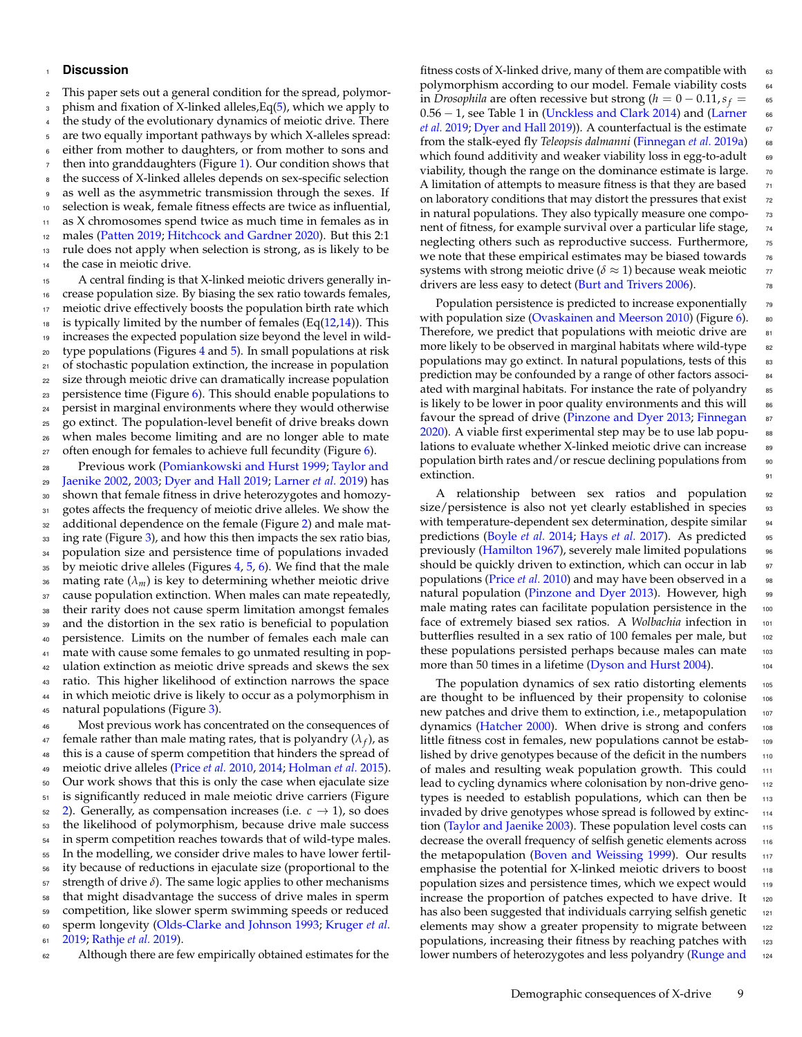## Discussion

This paper sets out a general condition for the spread, polymorphism and fixation of X-linked alleles,Eq(5), which we apply to the study of the evolutionary dynamics of meiotic drive. There are two equally important pathways by which X-alleles spread: either from mother to daughters, or from mother to sons and then into granddaughters (Figure 1). Our condition shows that the success of X-linked alleles depends on sex-specific selection as well as the asymmetric transmission through the sexes. If selection is weak, female fitness effects are twice as influential, as X chromosomes spend twice as much time in females as in males (Patten 2019; Hitchcock and Gardner 2020). But this 2:1 rule does not apply when selection is strong, as is likely to be the case in meiotic drive.

A central finding is that X-linked meiotic drivers generally increase population size. By biasing the sex ratio towards females, meiotic drive effectively boosts the population birth rate which is typically limited by the number of females (Eq(12,14)). This increases the expected population size beyond the level in wild-type populations (Figures 4 and 5). In small populations at risk of stochastic population extinction, the increase in population size through meiotic drive can dramatically increase population persistence time (Figure 6). This should enable populations to persist in marginal environments where they would otherwise go extinct. The population-level benefit of drive breaks down when males become limiting and are no longer able to mate often enough for females to achieve full fecundity (Figure 6).

Previous work (Pomiankowski and Hurst 1999; Taylor and Jaenike 2002, 2003; Dyer and Hall 2019; Larner *et al.* 2019) has shown that female fitness in drive heterozygotes and homozygotes affects the frequency of meiotic drive alleles. We show the additional dependence on the female (Figure 2) and male mating rate (Figure 3), and how this then impacts the sex ratio bias, population size and persistence time of populations invaded by meiotic drive alleles (Figures 4, 5, 6). We find that the male mating rate ($\lambda_m$) is key to determining whether meiotic drive cause population extinction. When males can mate repeatedly, their rarity does not cause sperm limitation amongst females and the distortion in the sex ratio is beneficial to population persistence. Limits on the number of females each male can mate with cause some females to go unmated resulting in population extinction as meiotic drive spreads and skews the sex ratio. This higher likelihood of extinction narrows the space in which meiotic drive is likely to occur as a polymorphism in natural populations (Figure 3).

Most previous work has concentrated on the consequences of female rather than male mating rates, that is polyandry ($\lambda_f$), as this is a cause of sperm competition that hinders the spread of meiotic drive alleles (Price *et al.* 2010, 2014; Holman *et al.* 2015). Our work shows that this is only the case when ejaculate size is significantly reduced in male meiotic drive carriers (Figure 2). Generally, as compensation increases (i.e. $c \to 1$), so does the likelihood of polymorphism, because drive male success in sperm competition reaches towards that of wild-type males. In the modelling, we consider drive males to have lower fertility because of reductions in ejaculate size (proportional to the strength of drive $\delta$). The same logic applies to other mechanisms that might disadvantage the success of drive males in sperm competition, like slower sperm swimming speeds or reduced sperm longevity (Olds-Clarke and Johnson 1993; Kruger *et al.* 2019; Rathje *et al.* 2019).

Although there are few empirically obtained estimates for the fitness costs of X-linked drive, many of them are compatible with polymorphism according to our model. Female viability costs in *Drosophila* are often recessive but strong ($h = 0 - 0.11, s_f = 0.56 - 1$, see Table 1 in (Unckless and Clark 2014) and (Larner *et al.* 2019; Dyer and Hall 2019)). A counterfactual is the estimate from the stalk-eyed fly *Teleopsis dalmanni* (Finnegan *et al.* 2019a) which found additivity and weaker viability loss in egg-to-adult viability, though the range on the dominance estimate is large. A limitation of attempts to measure fitness is that they are based on laboratory conditions that may distort the pressures that exist in natural populations. They also typically measure one component of fitness, for example survival over a particular life stage, neglecting others such as reproductive success. Furthermore, we note that these empirical estimates may be biased towards systems with strong meiotic drive ($\delta \approx 1$) because weak meiotic drivers are less easy to detect (Burt and Trivers 2006).

Population persistence is predicted to increase exponentially with population size (Ovaskainen and Meerson 2010) (Figure 6). Therefore, we predict that populations with meiotic drive are more likely to be observed in marginal habitats where wild-type populations may go extinct. In natural populations, tests of this prediction may be confounded by a range of other factors associated with marginal habitats. For instance the rate of polyandry is likely to be lower in poor quality environments and this will favour the spread of drive (Pinzone and Dyer 2013; Finnegan 2020). A viable first experimental step may be to use lab populations to evaluate whether X-linked meiotic drive can increase population birth rates and/or rescue declining populations from extinction.

A relationship between sex ratios and population size/persistence is also not yet clearly established in species with temperature-dependent sex determination, despite similar predictions (Boyle *et al.* 2014; Hays *et al.* 2017). As predicted previously (Hamilton 1967), severely male limited populations should be quickly driven to extinction, which can occur in lab populations (Price *et al.* 2010) and may have been observed in a natural population (Pinzone and Dyer 2013). However, high male mating rates can facilitate population persistence in the face of extremely biased sex ratios. A *Wolbachia* infection in butterflies resulted in a sex ratio of 100 females per male, but these populations persisted perhaps because males can mate more than 50 times in a lifetime (Dyson and Hurst 2004).

The population dynamics of sex ratio distorting elements are thought to be influenced by their propensity to colonise new patches and drive them to extinction, i.e., metapopulation dynamics (Hatcher 2000). When drive is strong and confers little fitness cost in females, new populations cannot be established by drive genotypes because of the deficit in the numbers of males and resulting weak population growth. This could lead to cycling dynamics where colonisation by non-drive genotypes is needed to establish populations, which can then be invaded by drive genotypes whose spread is followed by extinction (Taylor and Jaenike 2003). These population level costs can decrease the overall frequency of selfish genetic elements across the metapopulation (Boven and Weissing 1999). Our results emphasise the potential for X-linked meiotic drivers to boost population sizes and persistence times, which we expect would increase the proportion of patches expected to have drive. It has also been suggested that individuals carrying selfish genetic elements may show a greater propensity to migrate between populations, increasing their fitness by reaching patches with lower numbers of heterozygotes and less polyandry (Runge and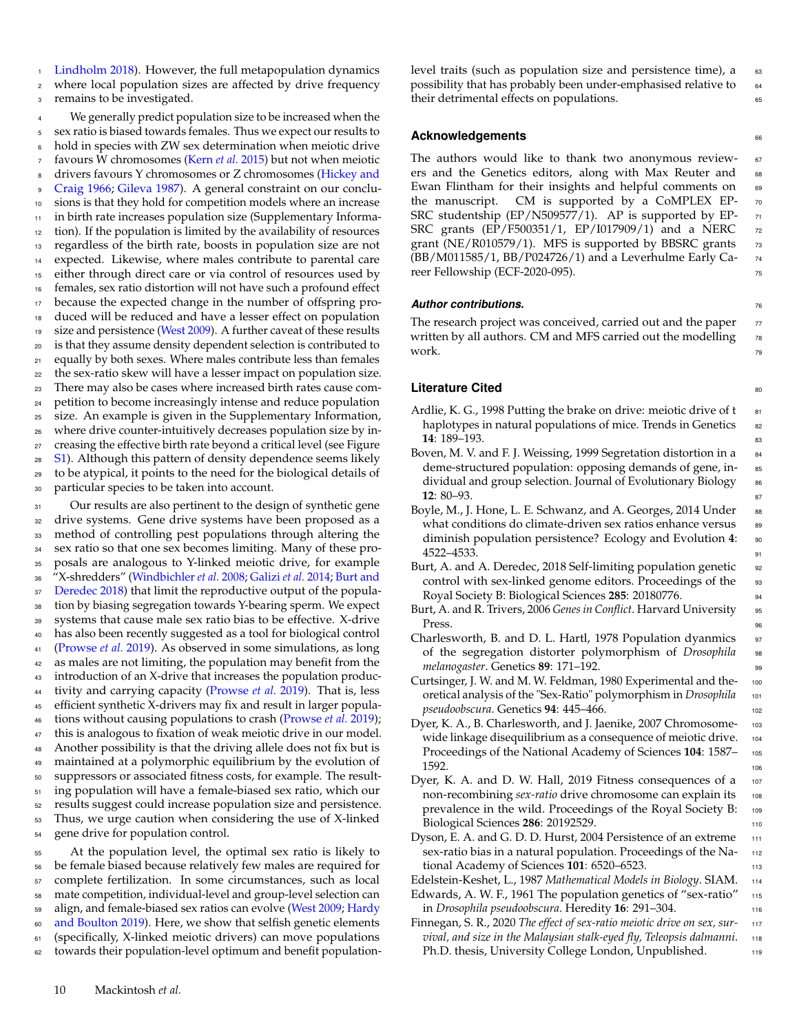Lindholm 2018). However, the full metapopulation dynamics where local population sizes are affected by drive frequency remains to be investigated.

We generally predict population size to be increased when the sex ratio is biased towards females. Thus we expect our results to hold in species with ZW sex determination when meiotic drive favours W chromosomes (Kern *et al.* 2015) but not when meiotic drivers favours Y chromosomes or Z chromosomes (Hickey and Craig 1966; Gileva 1987). A general constraint on our conclusions is that they hold for competition models where an increase in birth rate increases population size (Supplementary Information). If the population is limited by the availability of resources regardless of the birth rate, boosts in population size are not expected. Likewise, where males contribute to parental care either through direct care or via control of resources used by females, sex ratio distortion will not have such a profound effect because the expected change in the number of offspring produced will be reduced and have a lesser effect on population size and persistence (West 2009). A further caveat of these results is that they assume density dependent selection is contributed to equally by both sexes. Where males contribute less than females the sex-ratio skew will have a lesser impact on population size. There may also be cases where increased birth rates cause competition to become increasingly intense and reduce population size. An example is given in the Supplementary Information, where drive counter-intuitively decreases population size by increasing the effective birth rate beyond a critical level (see Figure S1). Although this pattern of density dependence seems likely to be atypical, it points to the need for the biological details of particular species to be taken into account.

Our results are also pertinent to the design of synthetic gene drive systems. Gene drive systems have been proposed as a method of controlling pest populations through altering the sex ratio so that one sex becomes limiting. Many of these proposals are analogous to Y-linked meiotic drive, for example "X-shredders" (Windbichler *et al.* 2008; Galizi *et al.* 2014; Burt and Deredec 2018) that limit the reproductive output of the population by biasing segregation towards Y-bearing sperm. We expect systems that cause male sex ratio bias to be effective. X-drive has also been recently suggested as a tool for biological control (Prowse *et al.* 2019). As observed in some simulations, as long as males are not limiting, the population may benefit from the introduction of an X-drive that increases the population productivity and carrying capacity (Prowse *et al.* 2019). That is, less efficient synthetic X-drivers may fix and result in larger populations without causing populations to crash (Prowse *et al.* 2019); this is analogous to fixation of weak meiotic drive in our model. Another possibility is that the driving allele does not fix but is maintained at a polymorphic equilibrium by the evolution of suppressors or associated fitness costs, for example. The resulting population will have a female-biased sex ratio, which our results suggest could increase population size and persistence. Thus, we urge caution when considering the use of X-linked gene drive for population control.

At the population level, the optimal sex ratio is likely to be female biased because relatively few males are required for complete fertilization. In some circumstances, such as local mate competition, individual-level and group-level selection can align, and female-biased sex ratios can evolve (West 2009; Hardy and Boulton 2019). Here, we show that selfish genetic elements (specifically, X-linked meiotic drivers) can move populations towards their population-level optimum and benefit population-level traits (such as population size and persistence time), a possibility that has probably been under-emphasised relative to their detrimental effects on populations.

## Acknowledgements

The authors would like to thank two anonymous reviewers and the Genetics editors, along with Max Reuter and Ewan Flintham for their insights and helpful comments on the manuscript. CM is supported by a CoMPLEX EPSRC studentship (EP/N509577/1). AP is supported by EPSRC grants (EP/F500351/1, EP/I017909/1) and a NERC grant (NE/R010579/1). MFS is supported by BBSRC grants (BB/M011585/1, BB/P024726/1) and a Leverhulme Early Career Fellowship (ECF-2020-095).

### *Author contributions.*

The research project was conceived, carried out and the paper written by all authors. CM and MFS carried out the modelling work.

## Literature Cited

Ardlie, K. G., 1998 Putting the brake on drive: meiotic drive of t haplotypes in natural populations of mice. Trends in Genetics **14**: 189–193.

Boven, M. V. and F. J. Weissing, 1999 Segregation distortion in a deme-structured population: opposing demands of gene, individual and group selection. Journal of Evolutionary Biology **12**: 80–93.

Boyle, M., J. Hone, L. E. Schwanz, and A. Georges, 2014 Under what conditions do climate-driven sex ratios enhance versus diminish population persistence? Ecology and Evolution **4**: 4522–4533.

Burt, A. and A. Deredec, 2018 Self-limiting population genetic control with sex-linked genome editors. Proceedings of the Royal Society B: Biological Sciences **285**: 20180776.

Burt, A. and R. Trivers, 2006 *Genes in Conflict*. Harvard University Press.

Charlesworth, B. and D. L. Hartl, 1978 Population dyanmics of the segregation distorter polymorphism of *Drosophila melanogaster*. Genetics **89**: 171–192.

Curtsinger, J. W. and M. W. Feldman, 1980 Experimental and theoretical analysis of the "Sex-Ratio" polymorphism in *Drosophila pseudoobscura*. Genetics **94**: 445–466.

Dyer, K. A., B. Charlesworth, and J. Jaenike, 2007 Chromosome-wide linkage disequilibrium as a consequence of meiotic drive. Proceedings of the National Academy of Sciences **104**: 1587–1592.

Dyer, K. A. and D. W. Hall, 2019 Fitness consequences of a non-recombining *sex-ratio* drive chromosome can explain its prevalence in the wild. Proceedings of the Royal Society B: Biological Sciences **286**: 20192529.

Dyson, E. A. and G. D. D. Hurst, 2004 Persistence of an extreme sex-ratio bias in a natural population. Proceedings of the National Academy of Sciences **101**: 6520–6523.

Edelstein-Keshet, L., 1987 *Mathematical Models in Biology*. SIAM.

Edwards, A. W. F., 1961 The population genetics of "sex-ratio" in *Drosophila pseudoobscura*. Heredity **16**: 291–304.

Finnegan, S. R., 2020 *The effect of sex-ratio meiotic drive on sex, survival, and size in the Malaysian stalk-eyed fly, Teleopsis dalmanni*. Ph.D. thesis, University College London, Unpublished.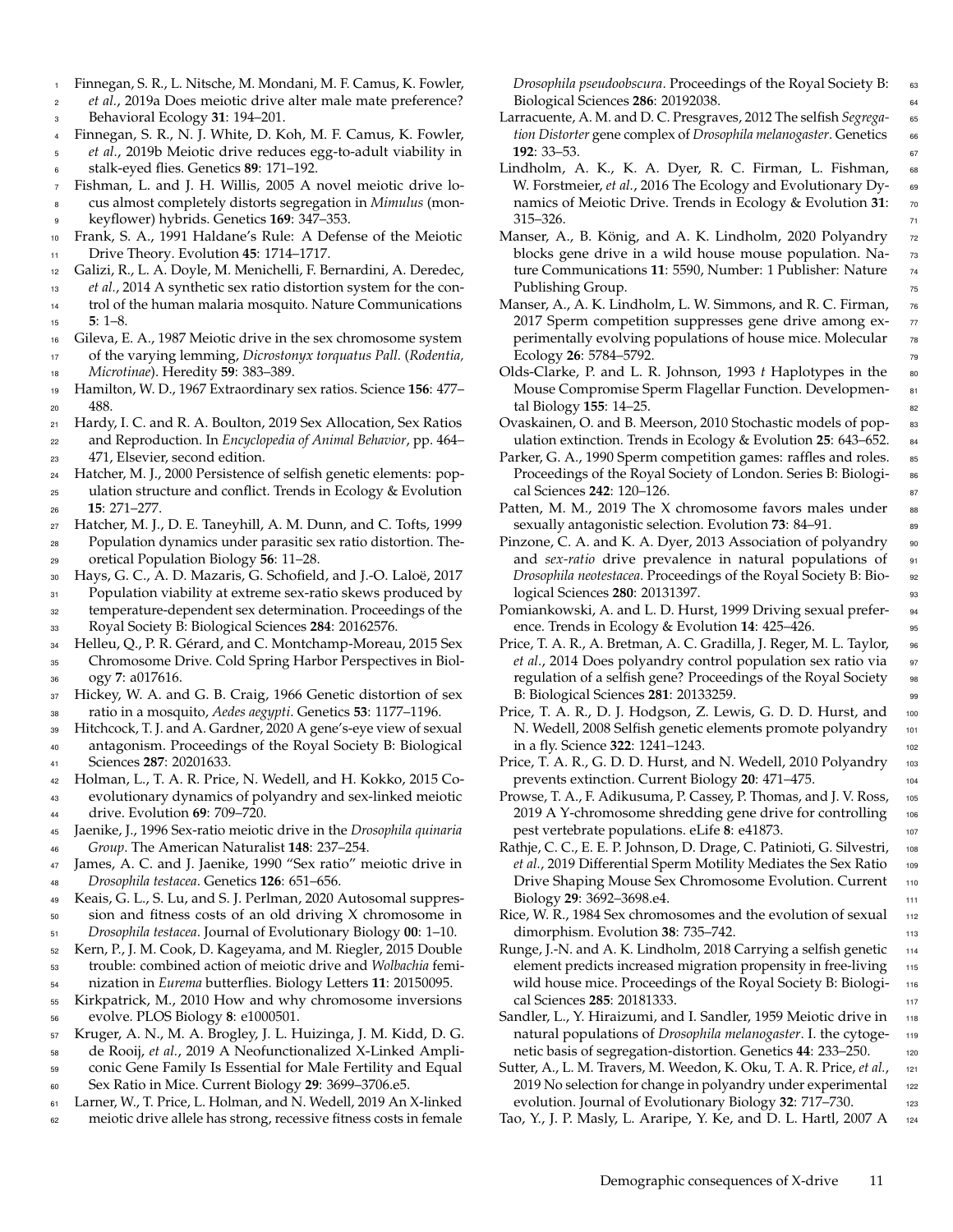Finnegan, S. R., L. Nitsche, M. Mondani, M. F. Camus, K. Fowler, *et al.*, 2019a Does meiotic drive alter male mate preference? Behavioral Ecology **31**: 194–201.

Finnegan, S. R., N. J. White, D. Koh, M. F. Camus, K. Fowler, *et al.*, 2019b Meiotic drive reduces egg-to-adult viability in stalk-eyed flies. Genetics **89**: 171–192.

Fishman, L. and J. H. Willis, 2005 A novel meiotic drive locus almost completely distorts segregation in *Mimulus* (monkeyflower) hybrids. Genetics **169**: 347–353.

Frank, S. A., 1991 Haldane's Rule: A Defense of the Meiotic Drive Theory. Evolution **45**: 1714–1717.

Galizi, R., L. A. Doyle, M. Menichelli, F. Bernardini, A. Deredec, *et al.*, 2014 A synthetic sex ratio distortion system for the control of the human malaria mosquito. Nature Communications **5**: 1–8.

Gileva, E. A., 1987 Meiotic drive in the sex chromosome system of the varying lemming, *Dicrostonyx torquatus Pall.* (*Rodentia, Microtinae*). Heredity **59**: 383–389.

Hamilton, W. D., 1967 Extraordinary sex ratios. Science **156**: 477–488.

Hardy, I. C. and R. A. Boulton, 2019 Sex Allocation, Sex Ratios and Reproduction. In *Encyclopedia of Animal Behavior*, pp. 464–471, Elsevier, second edition.

Hatcher, M. J., 2000 Persistence of selfish genetic elements: population structure and conflict. Trends in Ecology & Evolution **15**: 271–277.

Hatcher, M. J., D. E. Taneyhill, A. M. Dunn, and C. Tofts, 1999 Population dynamics under parasitic sex ratio distortion. Theoretical Population Biology **56**: 11–28.

Hays, G. C., A. D. Mazaris, G. Schofield, and J.-O. Laloë, 2017 Population viability at extreme sex-ratio skews produced by temperature-dependent sex determination. Proceedings of the Royal Society B: Biological Sciences **284**: 20162576.

Helleu, Q., P. R. Gérard, and C. Montchamp-Moreau, 2015 Sex Chromosome Drive. Cold Spring Harbor Perspectives in Biology **7**: a017616.

Hickey, W. A. and G. B. Craig, 1966 Genetic distortion of sex ratio in a mosquito, *Aedes aegypti*. Genetics **53**: 1177–1196.

Hitchcock, T. J. and A. Gardner, 2020 A gene's-eye view of sexual antagonism. Proceedings of the Royal Society B: Biological Sciences **287**: 20201633.

Holman, L., T. A. R. Price, N. Wedell, and H. Kokko, 2015 Coevolutionary dynamics of polyandry and sex-linked meiotic drive. Evolution **69**: 709–720.

Jaenike, J., 1996 Sex-ratio meiotic drive in the *Drosophila quinaria Group*. The American Naturalist **148**: 237–254.

James, A. C. and J. Jaenike, 1990 "Sex ratio" meiotic drive in *Drosophila testacea*. Genetics **126**: 651–656.

Keais, G. L., S. Lu, and S. J. Perlman, 2020 Autosomal suppression and fitness costs of an old driving X chromosome in *Drosophila testacea*. Journal of Evolutionary Biology **00**: 1–10.

Kern, P., J. M. Cook, D. Kageyama, and M. Riegler, 2015 Double trouble: combined action of meiotic drive and *Wolbachia* feminization in *Eurema* butterflies. Biology Letters **11**: 20150095.

Kirkpatrick, M., 2010 How and why chromosome inversions evolve. PLOS Biology **8**: e1000501.

Kruger, A. N., M. A. Brogley, J. L. Huizinga, J. M. Kidd, D. G. de Rooij, *et al.*, 2019 A Neofunctionalized X-Linked Ampliconic Gene Family Is Essential for Male Fertility and Equal Sex Ratio in Mice. Current Biology **29**: 3699–3706.e5.

Larner, W., T. Price, L. Holman, and N. Wedell, 2019 An X-linked meiotic drive allele has strong, recessive fitness costs in female *Drosophila pseudoobscura*. Proceedings of the Royal Society B: Biological Sciences **286**: 20192038.

Larracuente, A. M. and D. C. Presgraves, 2012 The selfish *Segregation Distorter* gene complex of *Drosophila melanogaster*. Genetics **192**: 33–53.

Lindholm, A. K., K. A. Dyer, R. C. Firman, L. Fishman, W. Forstmeier, *et al.*, 2016 The Ecology and Evolutionary Dynamics of Meiotic Drive. Trends in Ecology & Evolution **31**: 315–326.

Manser, A., B. König, and A. K. Lindholm, 2020 Polyandry blocks gene drive in a wild house mouse population. Nature Communications **11**: 5590, Number: 1 Publisher: Nature Publishing Group.

Manser, A., A. K. Lindholm, L. W. Simmons, and R. C. Firman, 2017 Sperm competition suppresses gene drive among experimentally evolving populations of house mice. Molecular Ecology **26**: 5784–5792.

Olds-Clarke, P. and L. R. Johnson, 1993 *t* Haplotypes in the Mouse Compromise Sperm Flagellar Function. Developmental Biology **155**: 14–25.

Ovaskainen, O. and B. Meerson, 2010 Stochastic models of population extinction. Trends in Ecology & Evolution **25**: 643–652.

Parker, G. A., 1990 Sperm competition games: raffles and roles. Proceedings of the Royal Society of London. Series B: Biological Sciences **242**: 120–126.

Patten, M. M., 2019 The X chromosome favors males under sexually antagonistic selection. Evolution **73**: 84–91.

Pinzone, C. A. and K. A. Dyer, 2013 Association of polyandry and *sex-ratio* drive prevalence in natural populations of *Drosophila neotestacea*. Proceedings of the Royal Society B: Biological Sciences **280**: 20131397.

Pomiankowski, A. and L. D. Hurst, 1999 Driving sexual preference. Trends in Ecology & Evolution **14**: 425–426.

Price, T. A. R., A. Bretman, A. C. Gradilla, J. Reger, M. L. Taylor, *et al.*, 2014 Does polyandry control population sex ratio via regulation of a selfish gene? Proceedings of the Royal Society B: Biological Sciences **281**: 20133259.

Price, T. A. R., D. J. Hodgson, Z. Lewis, G. D. D. Hurst, and N. Wedell, 2008 Selfish genetic elements promote polyandry in a fly. Science **322**: 1241–1243.

Price, T. A. R., G. D. D. Hurst, and N. Wedell, 2010 Polyandry prevents extinction. Current Biology **20**: 471–475.

Prowse, T. A., F. Adikusuma, P. Cassey, P. Thomas, and J. V. Ross, 2019 A Y-chromosome shredding gene drive for controlling pest vertebrate populations. eLife **8**: e41873.

Rathje, C. C., E. E. P. Johnson, D. Drage, C. Patinioti, G. Silvestri, *et al.*, 2019 Differential Sperm Motility Mediates the Sex Ratio Drive Shaping Mouse Sex Chromosome Evolution. Current Biology **29**: 3692–3698.e4.

Rice, W. R., 1984 Sex chromosomes and the evolution of sexual dimorphism. Evolution **38**: 735–742.

Runge, J.-N. and A. K. Lindholm, 2018 Carrying a selfish genetic element predicts increased migration propensity in free-living wild house mice. Proceedings of the Royal Society B: Biological Sciences **285**: 20181333.

Sandler, L., Y. Hiraizumi, and I. Sandler, 1959 Meiotic drive in natural populations of *Drosophila melanogaster*. I. the cytogenetic basis of segregation-distortion. Genetics **44**: 233–250.

Sutter, A., L. M. Travers, M. Weedon, K. Oku, T. A. R. Price, *et al.*, 2019 No selection for change in polyandry under experimental evolution. Journal of Evolutionary Biology **32**: 717–730.

Tao, Y., J. P. Masly, L. Araripe, Y. Ke, and D. L. Hartl, 2007 A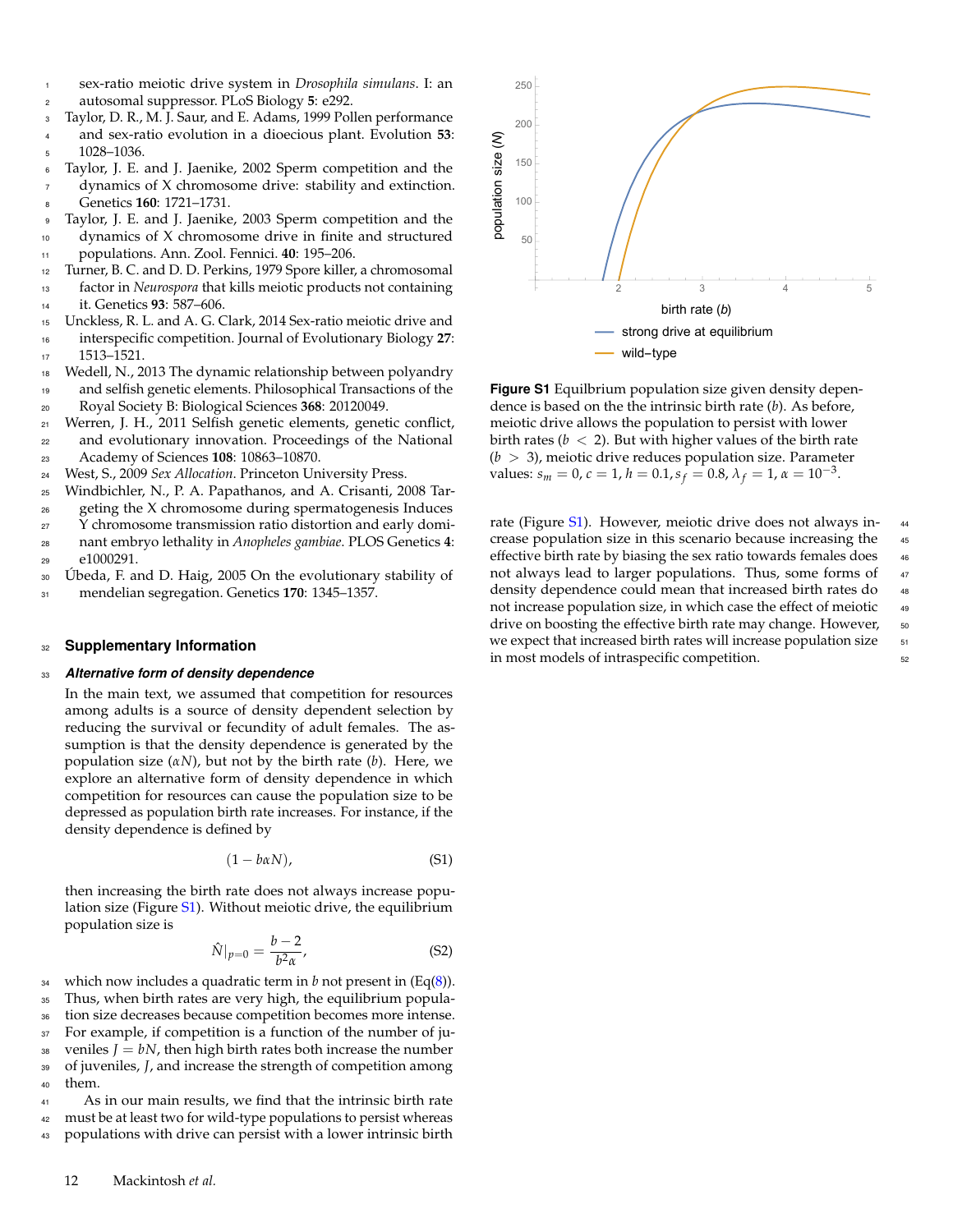sex-ratio meiotic drive system in *Drosophila simulans*. I: an autosomal suppressor. PLoS Biology **5**: e292.

Taylor, D. R., M. J. Saur, and E. Adams, 1999 Pollen performance and sex-ratio evolution in a dioecious plant. Evolution **53**: 1028–1036.

Taylor, J. E. and J. Jaenike, 2002 Sperm competition and the dynamics of X chromosome drive: stability and extinction. Genetics **160**: 1721–1731.

Taylor, J. E. and J. Jaenike, 2003 Sperm competition and the dynamics of X chromosome drive in finite and structured populations. Ann. Zool. Fennici. **40**: 195–206.

Turner, B. C. and D. D. Perkins, 1979 Spore killer, a chromosomal factor in *Neurospora* that kills meiotic products not containing it. Genetics **93**: 587–606.

Unckless, R. L. and A. G. Clark, 2014 Sex-ratio meiotic drive and interspecific competition. Journal of Evolutionary Biology **27**: 1513–1521.

Wedell, N., 2013 The dynamic relationship between polyandry and selfish genetic elements. Philosophical Transactions of the Royal Society B: Biological Sciences **368**: 20120049.

Werren, J. H., 2011 Selfish genetic elements, genetic conflict, and evolutionary innovation. Proceedings of the National Academy of Sciences **108**: 10863–10870.

West, S., 2009 *Sex Allocation*. Princeton University Press.

Windbichler, N., P. A. Papathanos, and A. Crisanti, 2008 Targeting the X chromosome during spermatogenesis Induces Y chromosome transmission ratio distortion and early dominant embryo lethality in *Anopheles gambiae*. PLOS Genetics **4**: e1000291.

Úbeda, F. and D. Haig, 2005 On the evolutionary stability of mendelian segregation. Genetics **170**: 1345–1357.

## Supplementary Information

### *Alternative form of density dependence*

In the main text, we assumed that competition for resources among adults is a source of density dependent selection by reducing the survival or fecundity of adult females. The assumption is that the density dependence is generated by the population size ($\alpha N$), but not by the birth rate ($b$). Here, we explore an alternative form of density dependence in which competition for resources can cause the population size to be depressed as population birth rate increases. For instance, if the density dependence is defined by

$$(1 - b\alpha N), \tag{S1}$$

then increasing the birth rate does not always increase population size (Figure S1). Without meiotic drive, the equilibrium population size is

$$\hat{N}|_{p=0} = \frac{b-2}{b^2\alpha}, \tag{S2}$$

which now includes a quadratic term in $b$ not present in (Eq(8)). Thus, when birth rates are very high, the equilibrium population size decreases because competition becomes more intense. For example, if competition is a function of the number of juveniles $J = bN$, then high birth rates both increase the number of juveniles, $J$, and increase the strength of competition among them.

As in our main results, we find that the intrinsic birth rate must be at least two for wild-type populations to persist whereas populations with drive can persist with a lower intrinsic birth rate (Figure S1). However, meiotic drive does not always increase population size in this scenario because increasing the effective birth rate by biasing the sex ratio towards females does not always lead to larger populations. Thus, some forms of density dependence could mean that increased birth rates do not increase population size, in which case the effect of meiotic drive on boosting the effective birth rate may change. However, we expect that increased birth rates will increase population size in most models of intraspecific competition.

population size ($N$)
250
200
150
100
50
2
3
4
5
birth rate ($b$)
strong drive at equilibrium
wild–type

**Figure S1** Equilibrium population size given density dependence is based on the the intrinsic birth rate ($b$). As before, meiotic drive allows the population to persist with lower birth rates ($b < 2$). But with higher values of the birth rate ($b > 3$), meiotic drive reduces population size. Parameter values: $s_m = 0, c = 1, h = 0.1, s_f = 0.8, \lambda_f = 1, \alpha = 10^{-3}$.